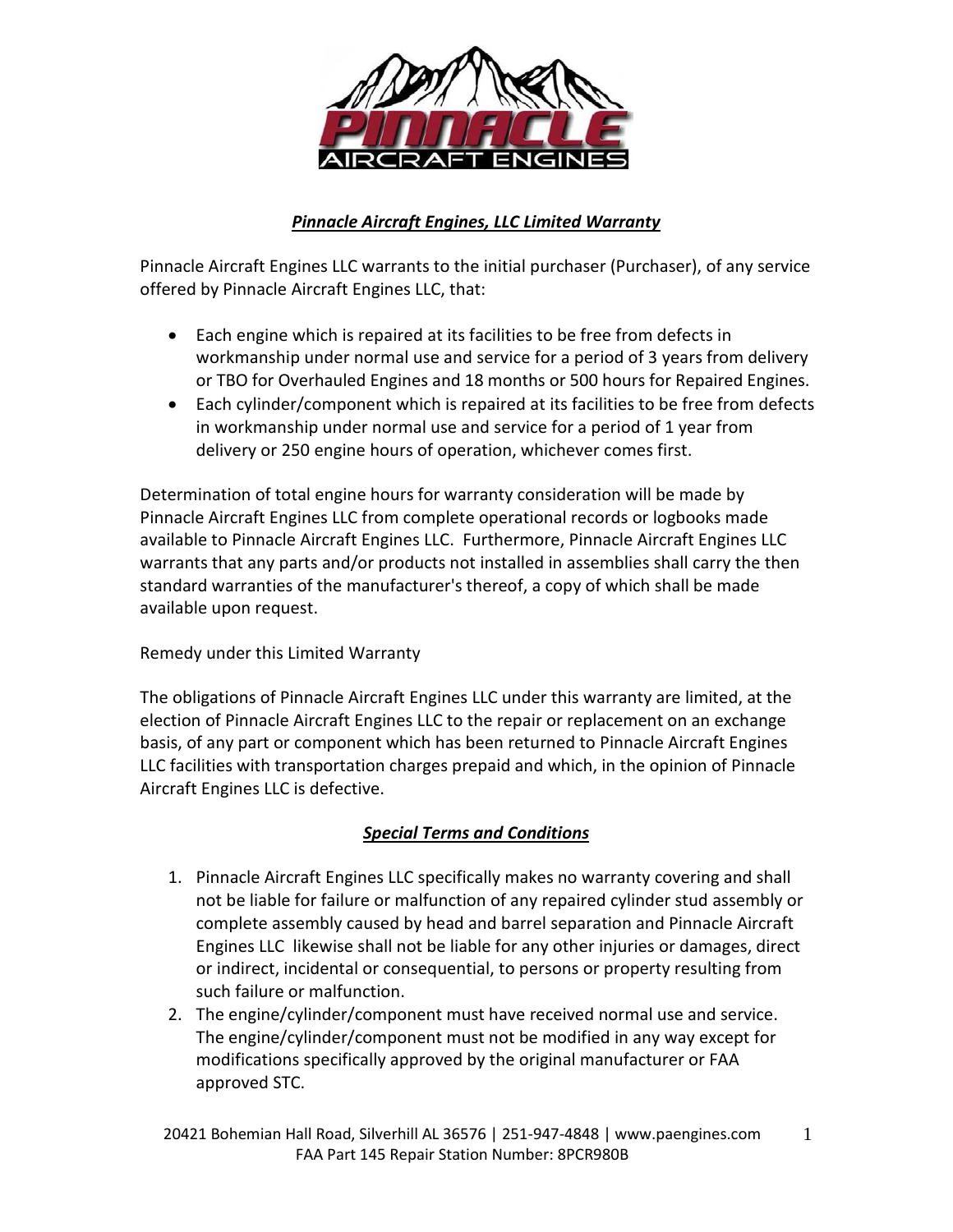# *Pinnacle Aircraft Engines, LLC Limited Warranty*

Pinnacle Aircraft Engines LLC warrants to the initial purchaser (Purchaser), of any service offered by Pinnacle Aircraft Engines LLC, that:

- Each engine which is repaired at its facilities to be free from defects in workmanship under normal use and service for a period of 3 years from delivery or TBO for Overhauled Engines and 18 months or 500 hours for Repaired Engines.
- Each cylinder/component which is repaired at its facilities to be free from defects in workmanship under normal use and service for a period of 1 year from delivery or 250 engine hours of operation, whichever comes first.

Determination of total engine hours for warranty consideration will be made by Pinnacle Aircraft Engines LLC from complete operational records or logbooks made available to Pinnacle Aircraft Engines LLC. Furthermore, Pinnacle Aircraft Engines LLC warrants that any parts and/or products not installed in assemblies shall carry the then standard warranties of the manufacturer's thereof, a copy of which shall be made available upon request.

Remedy under this Limited Warranty

The obligations of Pinnacle Aircraft Engines LLC under this warranty are limited, at the election of Pinnacle Aircraft Engines LLC to the repair or replacement on an exchange basis, of any part or component which has been returned to Pinnacle Aircraft Engines LLC facilities with transportation charges prepaid and which, in the opinion of Pinnacle Aircraft Engines LLC is defective.

## *Special Terms and Conditions*

1. Pinnacle Aircraft Engines LLC specifically makes no warranty covering and shall not be liable for failure or malfunction of any repaired cylinder stud assembly or complete assembly caused by head and barrel separation and Pinnacle Aircraft Engines LLC likewise shall not be liable for any other injuries or damages, direct or indirect, incidental or consequential, to persons or property resulting from such failure or malfunction.
2. The engine/cylinder/component must have received normal use and service. The engine/cylinder/component must not be modified in any way except for modifications specifically approved by the original manufacturer or FAA approved STC.

20421 Bohemian Hall Road, Silverhill AL 36576 | 251-947-4848 | www.paengines.com
FAA Part 145 Repair Station Number: 8PCR980B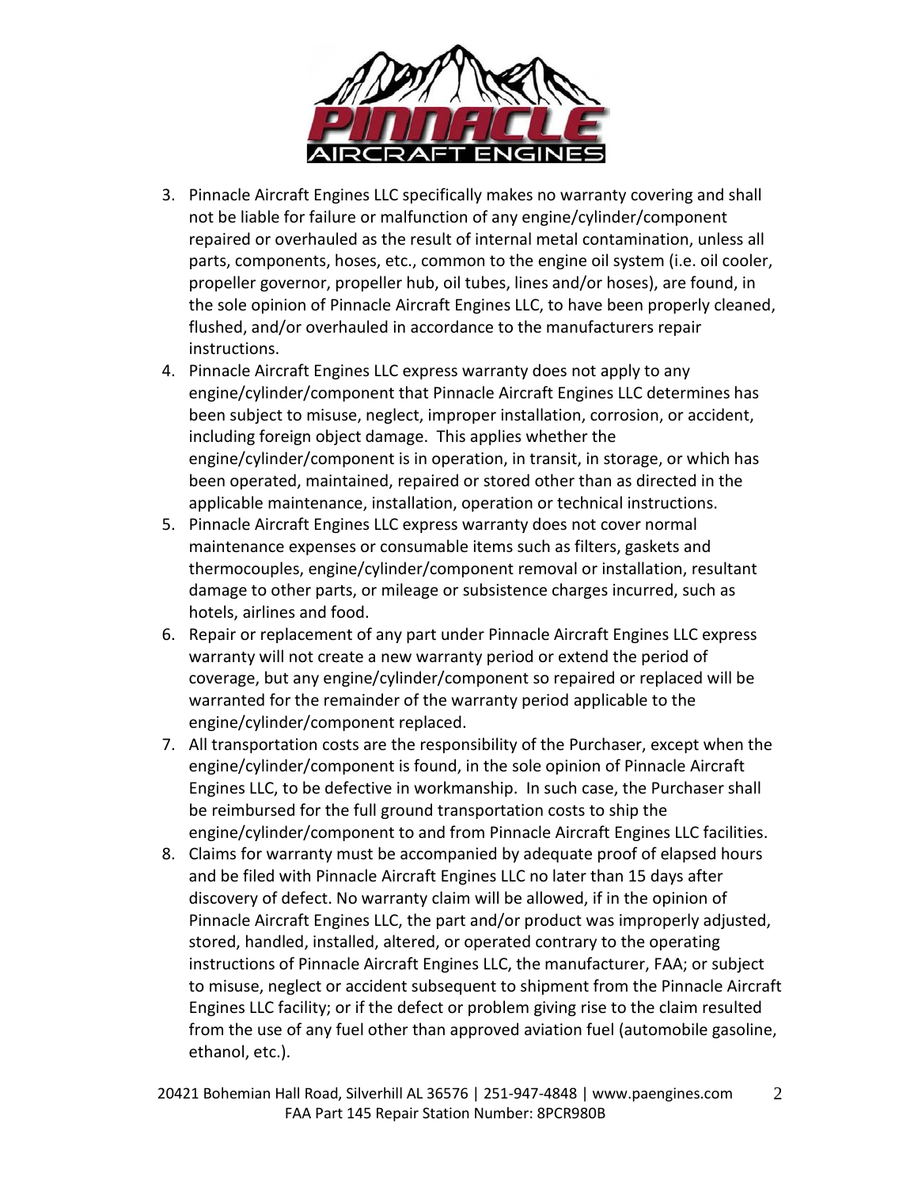3. Pinnacle Aircraft Engines LLC specifically makes no warranty covering and shall not be liable for failure or malfunction of any engine/cylinder/component repaired or overhauled as the result of internal metal contamination, unless all parts, components, hoses, etc., common to the engine oil system (i.e. oil cooler, propeller governor, propeller hub, oil tubes, lines and/or hoses), are found, in the sole opinion of Pinnacle Aircraft Engines LLC, to have been properly cleaned, flushed, and/or overhauled in accordance to the manufacturers repair instructions.
4. Pinnacle Aircraft Engines LLC express warranty does not apply to any engine/cylinder/component that Pinnacle Aircraft Engines LLC determines has been subject to misuse, neglect, improper installation, corrosion, or accident, including foreign object damage. This applies whether the engine/cylinder/component is in operation, in transit, in storage, or which has been operated, maintained, repaired or stored other than as directed in the applicable maintenance, installation, operation or technical instructions.
5. Pinnacle Aircraft Engines LLC express warranty does not cover normal maintenance expenses or consumable items such as filters, gaskets and thermocouples, engine/cylinder/component removal or installation, resultant damage to other parts, or mileage or subsistence charges incurred, such as hotels, airlines and food.
6. Repair or replacement of any part under Pinnacle Aircraft Engines LLC express warranty will not create a new warranty period or extend the period of coverage, but any engine/cylinder/component so repaired or replaced will be warranted for the remainder of the warranty period applicable to the engine/cylinder/component replaced.
7. All transportation costs are the responsibility of the Purchaser, except when the engine/cylinder/component is found, in the sole opinion of Pinnacle Aircraft Engines LLC, to be defective in workmanship. In such case, the Purchaser shall be reimbursed for the full ground transportation costs to ship the engine/cylinder/component to and from Pinnacle Aircraft Engines LLC facilities.
8. Claims for warranty must be accompanied by adequate proof of elapsed hours and be filed with Pinnacle Aircraft Engines LLC no later than 15 days after discovery of defect. No warranty claim will be allowed, if in the opinion of Pinnacle Aircraft Engines LLC, the part and/or product was improperly adjusted, stored, handled, installed, altered, or operated contrary to the operating instructions of Pinnacle Aircraft Engines LLC, the manufacturer, FAA; or subject to misuse, neglect or accident subsequent to shipment from the Pinnacle Aircraft Engines LLC facility; or if the defect or problem giving rise to the claim resulted from the use of any fuel other than approved aviation fuel (automobile gasoline, ethanol, etc.).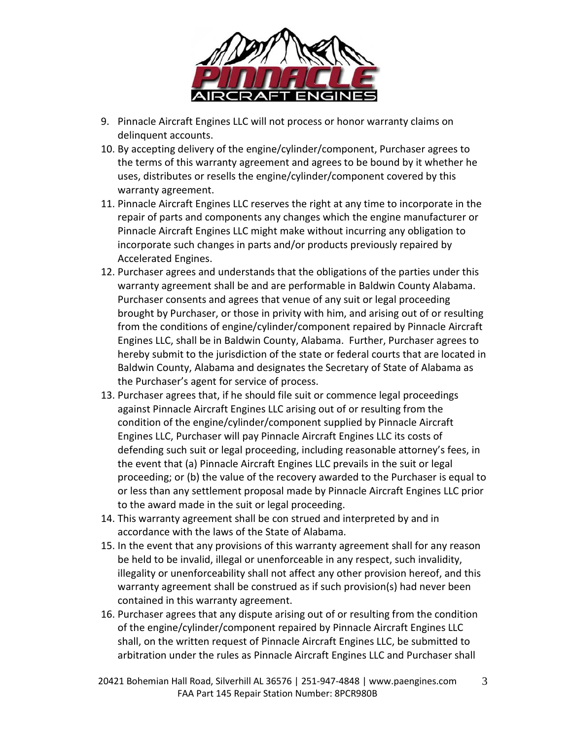9. Pinnacle Aircraft Engines LLC will not process or honor warranty claims on delinquent accounts.
10. By accepting delivery of the engine/cylinder/component, Purchaser agrees to the terms of this warranty agreement and agrees to be bound by it whether he uses, distributes or resells the engine/cylinder/component covered by this warranty agreement.
11. Pinnacle Aircraft Engines LLC reserves the right at any time to incorporate in the repair of parts and components any changes which the engine manufacturer or Pinnacle Aircraft Engines LLC might make without incurring any obligation to incorporate such changes in parts and/or products previously repaired by Accelerated Engines.
12. Purchaser agrees and understands that the obligations of the parties under this warranty agreement shall be and are performable in Baldwin County Alabama. Purchaser consents and agrees that venue of any suit or legal proceeding brought by Purchaser, or those in privity with him, and arising out of or resulting from the conditions of engine/cylinder/component repaired by Pinnacle Aircraft Engines LLC, shall be in Baldwin County, Alabama. Further, Purchaser agrees to hereby submit to the jurisdiction of the state or federal courts that are located in Baldwin County, Alabama and designates the Secretary of State of Alabama as the Purchaser's agent for service of process.
13. Purchaser agrees that, if he should file suit or commence legal proceedings against Pinnacle Aircraft Engines LLC arising out of or resulting from the condition of the engine/cylinder/component supplied by Pinnacle Aircraft Engines LLC, Purchaser will pay Pinnacle Aircraft Engines LLC its costs of defending such suit or legal proceeding, including reasonable attorney's fees, in the event that (a) Pinnacle Aircraft Engines LLC prevails in the suit or legal proceeding; or (b) the value of the recovery awarded to the Purchaser is equal to or less than any settlement proposal made by Pinnacle Aircraft Engines LLC prior to the award made in the suit or legal proceeding.
14. This warranty agreement shall be con strued and interpreted by and in accordance with the laws of the State of Alabama.
15. In the event that any provisions of this warranty agreement shall for any reason be held to be invalid, illegal or unenforceable in any respect, such invalidity, illegality or unenforceability shall not affect any other provision hereof, and this warranty agreement shall be construed as if such provision(s) had never been contained in this warranty agreement.
16. Purchaser agrees that any dispute arising out of or resulting from the condition of the engine/cylinder/component repaired by Pinnacle Aircraft Engines LLC shall, on the written request of Pinnacle Aircraft Engines LLC, be submitted to arbitration under the rules as Pinnacle Aircraft Engines LLC and Purchaser shall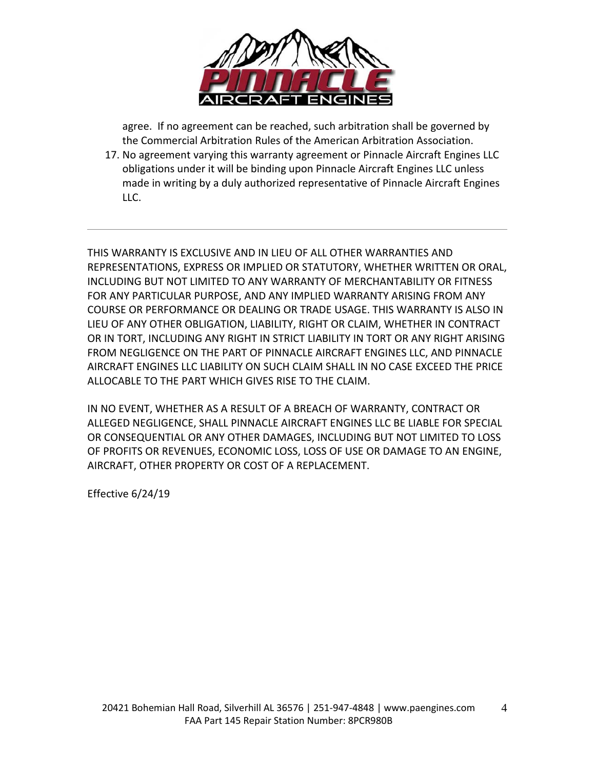agree. If no agreement can be reached, such arbitration shall be governed by the Commercial Arbitration Rules of the American Arbitration Association.

17. No agreement varying this warranty agreement or Pinnacle Aircraft Engines LLC obligations under it will be binding upon Pinnacle Aircraft Engines LLC unless made in writing by a duly authorized representative of Pinnacle Aircraft Engines LLC.

---

THIS WARRANTY IS EXCLUSIVE AND IN LIEU OF ALL OTHER WARRANTIES AND REPRESENTATIONS, EXPRESS OR IMPLIED OR STATUTORY, WHETHER WRITTEN OR ORAL, INCLUDING BUT NOT LIMITED TO ANY WARRANTY OF MERCHANTABILITY OR FITNESS FOR ANY PARTICULAR PURPOSE, AND ANY IMPLIED WARRANTY ARISING FROM ANY COURSE OR PERFORMANCE OR DEALING OR TRADE USAGE. THIS WARRANTY IS ALSO IN LIEU OF ANY OTHER OBLIGATION, LIABILITY, RIGHT OR CLAIM, WHETHER IN CONTRACT OR IN TORT, INCLUDING ANY RIGHT IN STRICT LIABILITY IN TORT OR ANY RIGHT ARISING FROM NEGLIGENCE ON THE PART OF PINNACLE AIRCRAFT ENGINES LLC, AND PINNACLE AIRCRAFT ENGINES LLC LIABILITY ON SUCH CLAIM SHALL IN NO CASE EXCEED THE PRICE ALLOCABLE TO THE PART WHICH GIVES RISE TO THE CLAIM.

IN NO EVENT, WHETHER AS A RESULT OF A BREACH OF WARRANTY, CONTRACT OR ALLEGED NEGLIGENCE, SHALL PINNACLE AIRCRAFT ENGINES LLC BE LIABLE FOR SPECIAL OR CONSEQUENTIAL OR ANY OTHER DAMAGES, INCLUDING BUT NOT LIMITED TO LOSS OF PROFITS OR REVENUES, ECONOMIC LOSS, LOSS OF USE OR DAMAGE TO AN ENGINE, AIRCRAFT, OTHER PROPERTY OR COST OF A REPLACEMENT.

Effective 6/24/19